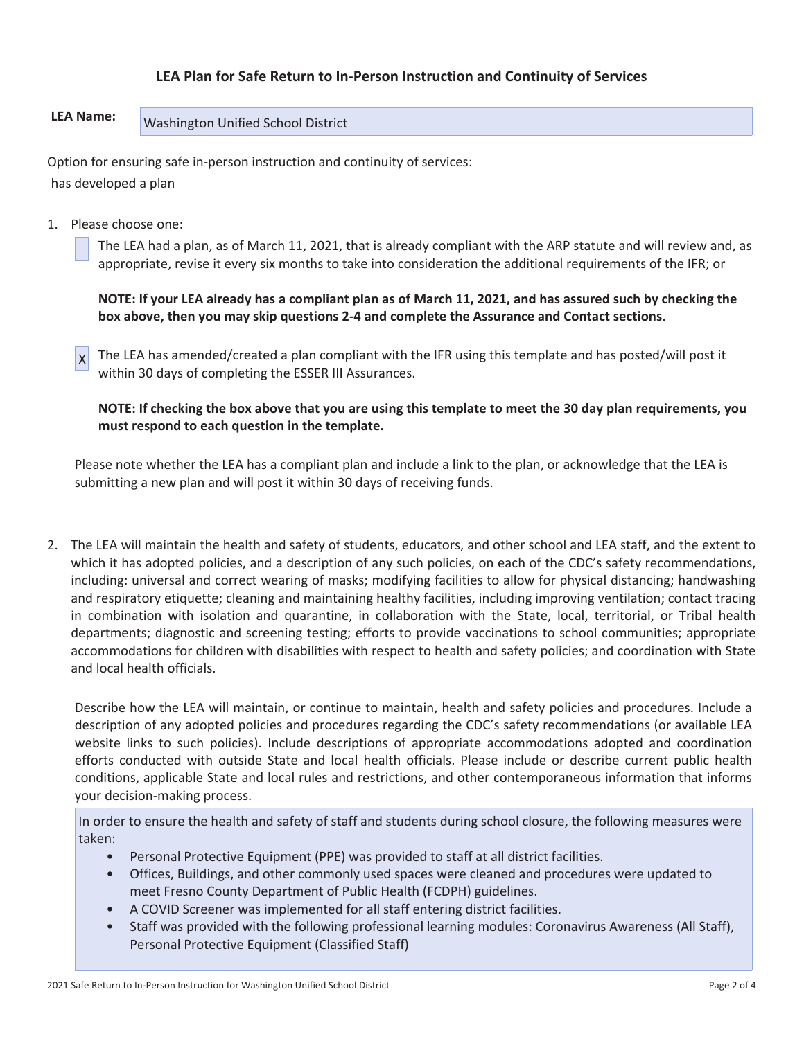# LEA Plan for Safe Return to In-Person Instruction and Continuity of Services

**LEA Name:** Washington Unified School District

Option for ensuring safe in-person instruction and continuity of services:

has developed a plan

1. Please choose one:

   [ ] The LEA had a plan, as of March 11, 2021, that is already compliant with the ARP statute and will review and, as appropriate, revise it every six months to take into consideration the additional requirements of the IFR; or

   **NOTE: If your LEA already has a compliant plan as of March 11, 2021, and has assured such by checking the box above, then you may skip questions 2-4 and complete the Assurance and Contact sections.**

   [X] The LEA has amended/created a plan compliant with the IFR using this template and has posted/will post it within 30 days of completing the ESSER III Assurances.

   **NOTE: If checking the box above that you are using this template to meet the 30 day plan requirements, you must respond to each question in the template.**

   Please note whether the LEA has a compliant plan and include a link to the plan, or acknowledge that the LEA is submitting a new plan and will post it within 30 days of receiving funds.

2. The LEA will maintain the health and safety of students, educators, and other school and LEA staff, and the extent to which it has adopted policies, and a description of any such policies, on each of the CDC's safety recommendations, including: universal and correct wearing of masks; modifying facilities to allow for physical distancing; handwashing and respiratory etiquette; cleaning and maintaining healthy facilities, including improving ventilation; contact tracing in combination with isolation and quarantine, in collaboration with the State, local, territorial, or Tribal health departments; diagnostic and screening testing; efforts to provide vaccinations to school communities; appropriate accommodations for children with disabilities with respect to health and safety policies; and coordination with State and local health officials.

   Describe how the LEA will maintain, or continue to maintain, health and safety policies and procedures. Include a description of any adopted policies and procedures regarding the CDC's safety recommendations (or available LEA website links to such policies). Include descriptions of appropriate accommodations adopted and coordination efforts conducted with outside State and local health officials. Please include or describe current public health conditions, applicable State and local rules and restrictions, and other contemporaneous information that informs your decision-making process.

   In order to ensure the health and safety of staff and students during school closure, the following measures were taken:

   - Personal Protective Equipment (PPE) was provided to staff at all district facilities.
   - Offices, Buildings, and other commonly used spaces were cleaned and procedures were updated to meet Fresno County Department of Public Health (FCDPH) guidelines.
   - A COVID Screener was implemented for all staff entering district facilities.
   - Staff was provided with the following professional learning modules: Coronavirus Awareness (All Staff), Personal Protective Equipment (Classified Staff)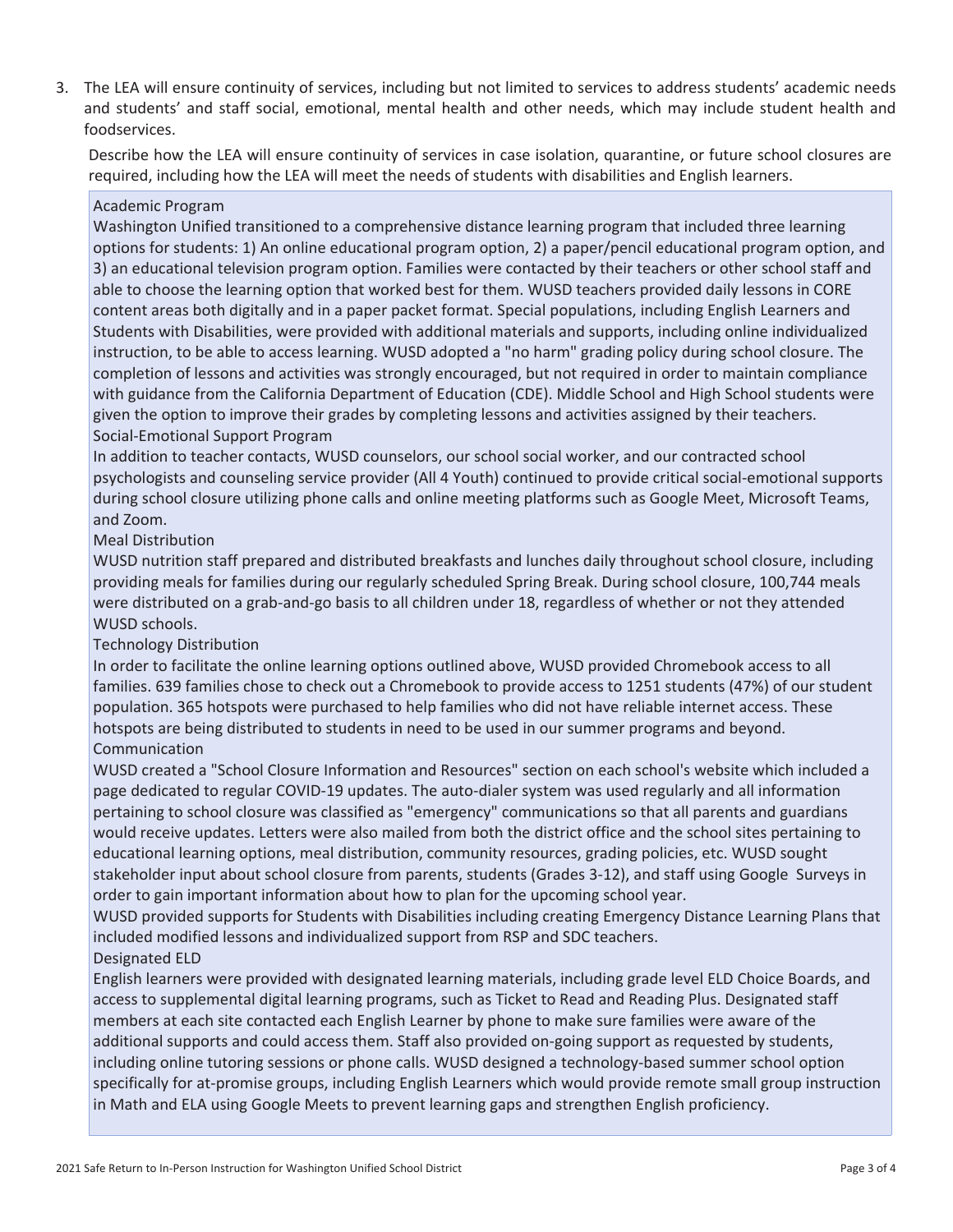3. The LEA will ensure continuity of services, including but not limited to services to address students' academic needs and students' and staff social, emotional, mental health and other needs, which may include student health and foodservices.

Describe how the LEA will ensure continuity of services in case isolation, quarantine, or future school closures are required, including how the LEA will meet the needs of students with disabilities and English learners.

Academic Program

Washington Unified transitioned to a comprehensive distance learning program that included three learning options for students: 1) An online educational program option, 2) a paper/pencil educational program option, and 3) an educational television program option. Families were contacted by their teachers or other school staff and able to choose the learning option that worked best for them. WUSD teachers provided daily lessons in CORE content areas both digitally and in a paper packet format. Special populations, including English Learners and Students with Disabilities, were provided with additional materials and supports, including online individualized instruction, to be able to access learning. WUSD adopted a "no harm" grading policy during school closure. The completion of lessons and activities was strongly encouraged, but not required in order to maintain compliance with guidance from the California Department of Education (CDE). Middle School and High School students were given the option to improve their grades by completing lessons and activities assigned by their teachers.

Social-Emotional Support Program

In addition to teacher contacts, WUSD counselors, our school social worker, and our contracted school psychologists and counseling service provider (All 4 Youth) continued to provide critical social-emotional supports during school closure utilizing phone calls and online meeting platforms such as Google Meet, Microsoft Teams, and Zoom.

Meal Distribution

WUSD nutrition staff prepared and distributed breakfasts and lunches daily throughout school closure, including providing meals for families during our regularly scheduled Spring Break. During school closure, 100,744 meals were distributed on a grab-and-go basis to all children under 18, regardless of whether or not they attended WUSD schools.

Technology Distribution

In order to facilitate the online learning options outlined above, WUSD provided Chromebook access to all families. 639 families chose to check out a Chromebook to provide access to 1251 students (47%) of our student population. 365 hotspots were purchased to help families who did not have reliable internet access. These hotspots are being distributed to students in need to be used in our summer programs and beyond.

Communication

WUSD created a "School Closure Information and Resources" section on each school's website which included a page dedicated to regular COVID-19 updates. The auto-dialer system was used regularly and all information pertaining to school closure was classified as "emergency" communications so that all parents and guardians would receive updates. Letters were also mailed from both the district office and the school sites pertaining to educational learning options, meal distribution, community resources, grading policies, etc. WUSD sought stakeholder input about school closure from parents, students (Grades 3-12), and staff using Google Surveys in order to gain important information about how to plan for the upcoming school year.

WUSD provided supports for Students with Disabilities including creating Emergency Distance Learning Plans that included modified lessons and individualized support from RSP and SDC teachers.

Designated ELD

English learners were provided with designated learning materials, including grade level ELD Choice Boards, and access to supplemental digital learning programs, such as Ticket to Read and Reading Plus. Designated staff members at each site contacted each English Learner by phone to make sure families were aware of the additional supports and could access them. Staff also provided on-going support as requested by students, including online tutoring sessions or phone calls. WUSD designed a technology-based summer school option specifically for at-promise groups, including English Learners which would provide remote small group instruction in Math and ELA using Google Meets to prevent learning gaps and strengthen English proficiency.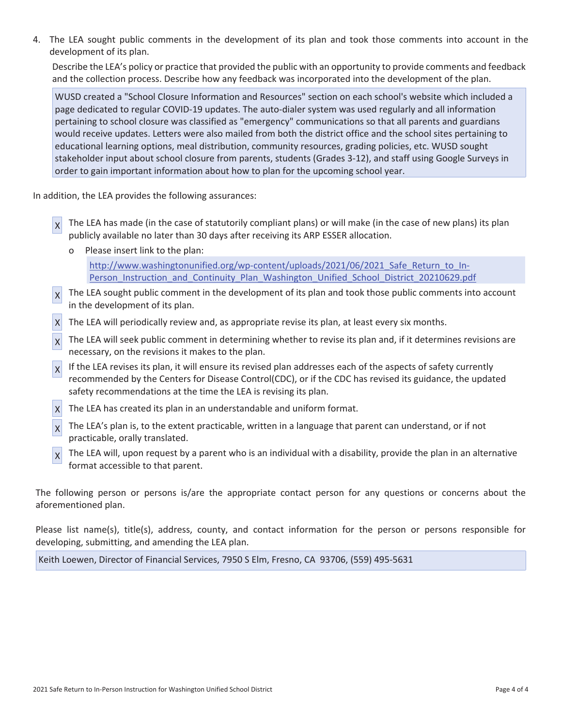4. The LEA sought public comments in the development of its plan and took those comments into account in the development of its plan.

   Describe the LEA's policy or practice that provided the public with an opportunity to provide comments and feedback and the collection process. Describe how any feedback was incorporated into the development of the plan.

   WUSD created a "School Closure Information and Resources" section on each school's website which included a page dedicated to regular COVID-19 updates. The auto-dialer system was used regularly and all information pertaining to school closure was classified as "emergency" communications so that all parents and guardians would receive updates. Letters were also mailed from both the district office and the school sites pertaining to educational learning options, meal distribution, community resources, grading policies, etc. WUSD sought stakeholder input about school closure from parents, students (Grades 3-12), and staff using Google Surveys in order to gain important information about how to plan for the upcoming school year.

In addition, the LEA provides the following assurances:

- X The LEA has made (in the case of statutorily compliant plans) or will make (in the case of new plans) its plan publicly available no later than 30 days after receiving its ARP ESSER allocation.
  - o Please insert link to the plan:

    http://www.washingtonunified.org/wp-content/uploads/2021/06/2021_Safe_Return_to_In-Person_Instruction_and_Continuity_Plan_Washington_Unified_School_District_20210629.pdf
- X The LEA sought public comment in the development of its plan and took those public comments into account in the development of its plan.
- X The LEA will periodically review and, as appropriate revise its plan, at least every six months.
- X The LEA will seek public comment in determining whether to revise its plan and, if it determines revisions are necessary, on the revisions it makes to the plan.
- X If the LEA revises its plan, it will ensure its revised plan addresses each of the aspects of safety currently recommended by the Centers for Disease Control(CDC), or if the CDC has revised its guidance, the updated safety recommendations at the time the LEA is revising its plan.
- X The LEA has created its plan in an understandable and uniform format.
- X The LEA's plan is, to the extent practicable, written in a language that parent can understand, or if not practicable, orally translated.
- X The LEA will, upon request by a parent who is an individual with a disability, provide the plan in an alternative format accessible to that parent.

The following person or persons is/are the appropriate contact person for any questions or concerns about the aforementioned plan.

Please list name(s), title(s), address, county, and contact information for the person or persons responsible for developing, submitting, and amending the LEA plan.

Keith Loewen, Director of Financial Services, 7950 S Elm, Fresno, CA 93706, (559) 495-5631